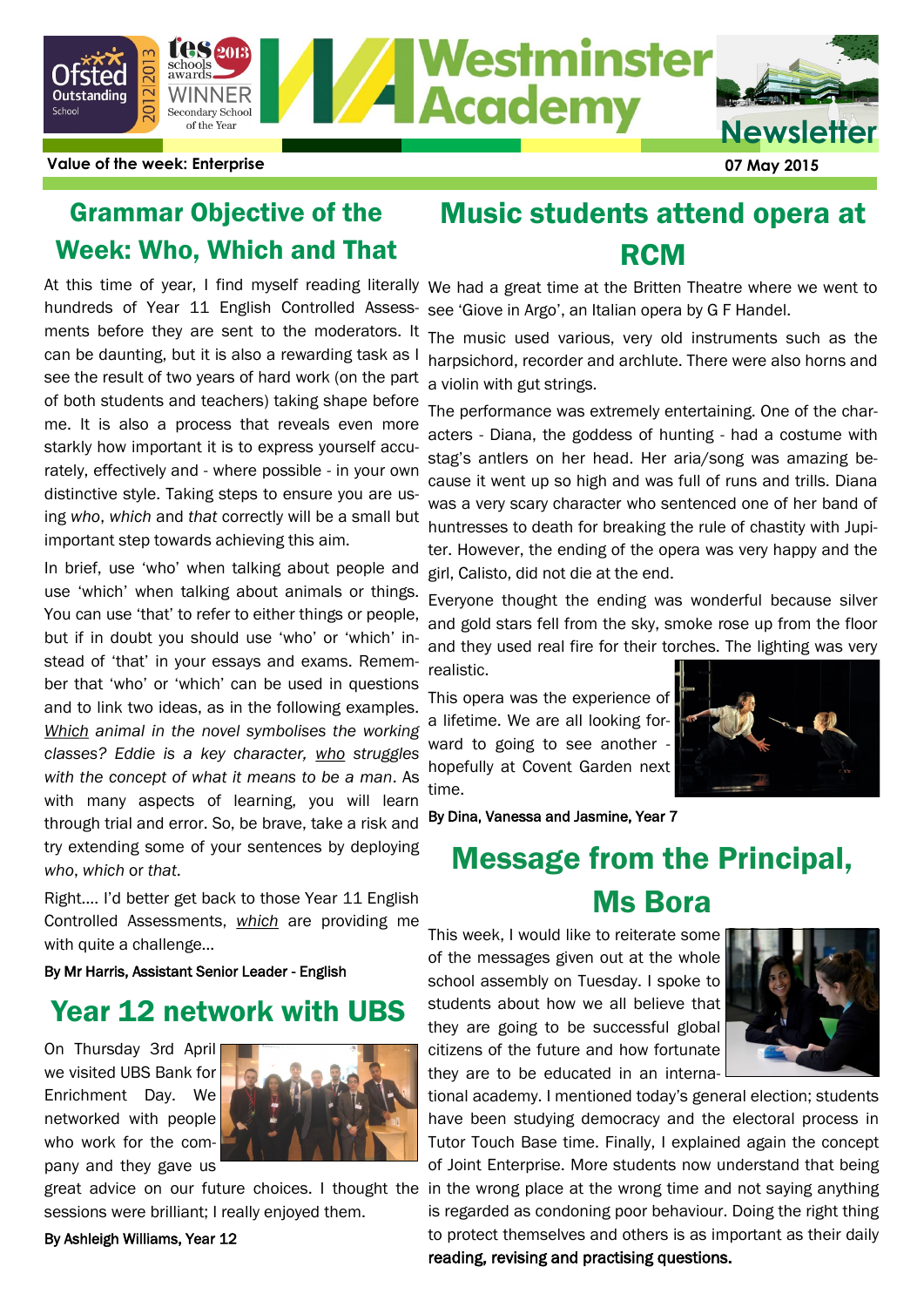# Westminster Academy Newsletter

Ofsted Outstanding School 2012/2013 · tes schools awards 2013 WINNER Secondary School of the Year

**Value of the week: Enterprise**

**07 May 2015**

## Grammar Objective of the Week: Who, Which and That

At this time of year, I find myself reading literally hundreds of Year 11 English Controlled Assessments before they are sent to the moderators. It can be daunting, but it is also a rewarding task as I see the result of two years of hard work (on the part of both students and teachers) taking shape before me. It is also a process that reveals even more starkly how important it is to express yourself accurately, effectively and - where possible - in your own distinctive style. Taking steps to ensure you are using *who*, *which* and *that* correctly will be a small but important step towards achieving this aim.

In brief, use 'who' when talking about people and use 'which' when talking about animals or things. You can use 'that' to refer to either things or people, but if in doubt you should use 'who' or 'which' instead of 'that' in your essays and exams. Remember that 'who' or 'which' can be used in questions and to link two ideas, as in the following examples. *Which animal in the novel symbolises the working classes? Eddie is a key character, who struggles with the concept of what it means to be a man*. As with many aspects of learning, you will learn through trial and error. So, be brave, take a risk and try extending some of your sentences by deploying *who*, *which* or *that*.

Right.... I'd better get back to those Year 11 English Controlled Assessments, *which* are providing me with quite a challenge...

**By Mr Harris, Assistant Senior Leader - English**

## Year 12 network with UBS

On Thursday 3rd April we visited UBS Bank for Enrichment Day. We networked with people who work for the company and they gave us great advice on our future choices. I thought the sessions were brilliant; I really enjoyed them.

**By Ashleigh Williams, Year 12**

## Music students attend opera at RCM

We had a great time at the Britten Theatre where we went to see 'Giove in Argo', an Italian opera by G F Handel.

The music used various, very old instruments such as the harpsichord, recorder and archlute. There were also horns and a violin with gut strings.

The performance was extremely entertaining. One of the characters - Diana, the goddess of hunting - had a costume with stag's antlers on her head. Her aria/song was amazing because it went up so high and was full of runs and trills. Diana was a very scary character who sentenced one of her band of huntresses to death for breaking the rule of chastity with Jupiter. However, the ending of the opera was very happy and the girl, Calisto, did not die at the end.

Everyone thought the ending was wonderful because silver and gold stars fell from the sky, smoke rose up from the floor and they used real fire for their torches. The lighting was very realistic.

This opera was the experience of a lifetime. We are all looking forward to going to see another - hopefully at Covent Garden next time.

**By Dina, Vanessa and Jasmine, Year 7**

## Message from the Principal, Ms Bora

This week, I would like to reiterate some of the messages given out at the whole school assembly on Tuesday. I spoke to students about how we all believe that they are going to be successful global citizens of the future and how fortunate they are to be educated in an international academy. I mentioned today's general election; students have been studying democracy and the electoral process in Tutor Touch Base time. Finally, I explained again the concept of Joint Enterprise. More students now understand that being in the wrong place at the wrong time and not saying anything is regarded as condoning poor behaviour. Doing the right thing to protect themselves and others is as important as their daily **reading, revising and practising questions.**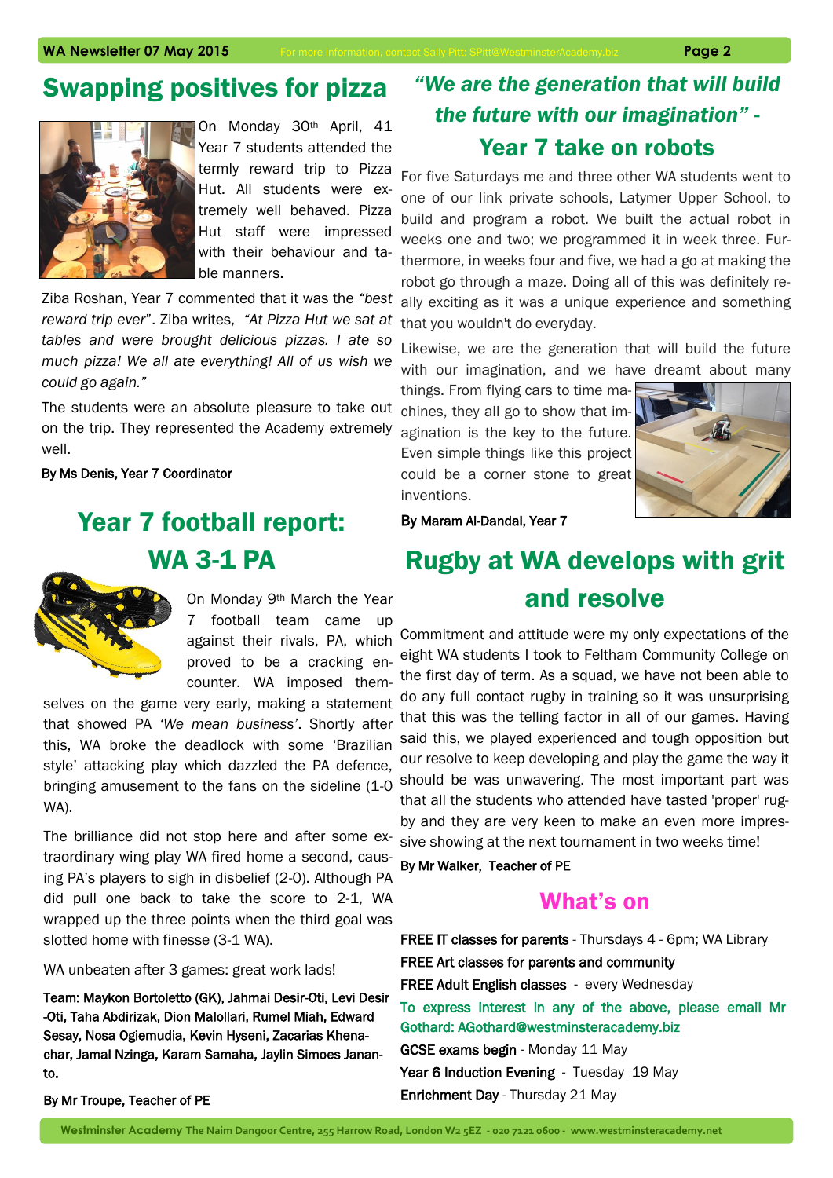## Swapping positives for pizza

On Monday 30th April, 41 Year 7 students attended the termly reward trip to Pizza Hut. All students were extremely well behaved. Pizza Hut staff were impressed with their behaviour and table manners.

Ziba Roshan, Year 7 commented that it was the *"best reward trip ever"*. Ziba writes, *"At Pizza Hut we sat at tables and were brought delicious pizzas. I ate so much pizza! We all ate everything! All of us wish we could go again."*

The students were an absolute pleasure to take out on the trip. They represented the Academy extremely well.

**By Ms Denis, Year 7 Coordinator**

## Year 7 football report: WA 3-1 PA

On Monday 9th March the Year 7 football team came up against their rivals, PA, which proved to be a cracking encounter. WA imposed themselves on the game very early, making a statement that showed PA *'We mean business'*. Shortly after this, WA broke the deadlock with some 'Brazilian style' attacking play which dazzled the PA defence, bringing amusement to the fans on the sideline (1-0 WA).

The brilliance did not stop here and after some extraordinary wing play WA fired home a second, causing PA's players to sigh in disbelief (2-0). Although PA did pull one back to take the score to 2-1, WA wrapped up the three points when the third goal was slotted home with finesse (3-1 WA).

WA unbeaten after 3 games: great work lads!

**Team: Maykon Bortoletto (GK), Jahmai Desir-Oti, Levi Desir-Oti, Taha Abdirizak, Dion Malollari, Rumel Miah, Edward Sesay, Nosa Ogiemudia, Kevin Hyseni, Zacarias Khenachar, Jamal Nzinga, Karam Samaha, Jaylin Simoes Jananto.**

**By Mr Troupe, Teacher of PE**

## *"We are the generation that will build the future with our imagination"* - Year 7 take on robots

For five Saturdays me and three other WA students went to one of our link private schools, Latymer Upper School, to build and program a robot. We built the actual robot in weeks one and two; we programmed it in week three. Furthermore, in weeks four and five, we had a go at making the robot go through a maze. Doing all of this was definitely really exciting as it was a unique experience and something that you wouldn't do everyday.

Likewise, we are the generation that will build the future with our imagination, and we have dreamt about many things. From flying cars to time machines, they all go to show that imagination is the key to the future. Even simple things like this project could be a corner stone to great inventions.

**By Maram Al-Dandal, Year 7**

## Rugby at WA develops with grit and resolve

Commitment and attitude were my only expectations of the eight WA students I took to Feltham Community College on the first day of term. As a squad, we have not been able to do any full contact rugby in training so it was unsurprising that this was the telling factor in all of our games. Having said this, we played experienced and tough opposition but our resolve to keep developing and play the game the way it should be was unwavering. The most important part was that all the students who attended have tasted 'proper' rugby and they are very keen to make an even more impressive showing at the next tournament in two weeks time!

**By Mr Walker, Teacher of PE**

## What's on

**FREE IT classes for parents** - Thursdays 4 - 6pm; WA Library

**FREE Art classes for parents and community**

**FREE Adult English classes** - every Wednesday

To express interest in any of the above, please email Mr Gothard: AGothard@westminsteracademy.biz

**GCSE exams begin** - Monday 11 May

**Year 6 Induction Evening** - Tuesday 19 May

**Enrichment Day** - Thursday 21 May

**Westminster Academy** The Naim Dangoor Centre, 255 Harrow Road, London W2 5EZ - 020 7121 0600 - www.westminsteracademy.net